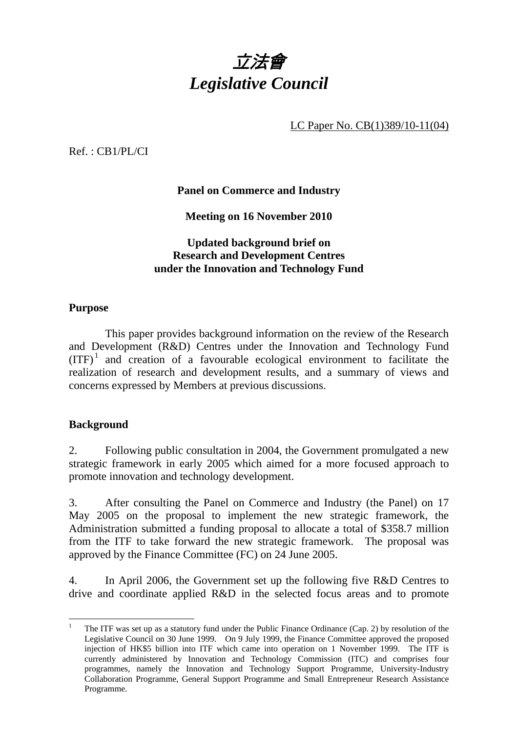# *立法會*
# *Legislative Council*

LC Paper No. CB(1)389/10-11(04)

Ref. : CB1/PL/CI

**Panel on Commerce and Industry**

**Meeting on 16 November 2010**

**Updated background brief on**
**Research and Development Centres**
**under the Innovation and Technology Fund**

## Purpose

This paper provides background information on the review of the Research and Development (R&D) Centres under the Innovation and Technology Fund (ITF)[1] and creation of a favourable ecological environment to facilitate the realization of research and development results, and a summary of views and concerns expressed by Members at previous discussions.

## Background

2. Following public consultation in 2004, the Government promulgated a new strategic framework in early 2005 which aimed for a more focused approach to promote innovation and technology development.

3. After consulting the Panel on Commerce and Industry (the Panel) on 17 May 2005 on the proposal to implement the new strategic framework, the Administration submitted a funding proposal to allocate a total of $358.7 million from the ITF to take forward the new strategic framework. The proposal was approved by the Finance Committee (FC) on 24 June 2005.

4. In April 2006, the Government set up the following five R&D Centres to drive and coordinate applied R&D in the selected focus areas and to promote

---

[1] The ITF was set up as a statutory fund under the Public Finance Ordinance (Cap. 2) by resolution of the Legislative Council on 30 June 1999. On 9 July 1999, the Finance Committee approved the proposed injection of HK$5 billion into ITF which came into operation on 1 November 1999. The ITF is currently administered by Innovation and Technology Commission (ITC) and comprises four programmes, namely the Innovation and Technology Support Programme, University-Industry Collaboration Programme, General Support Programme and Small Entrepreneur Research Assistance Programme.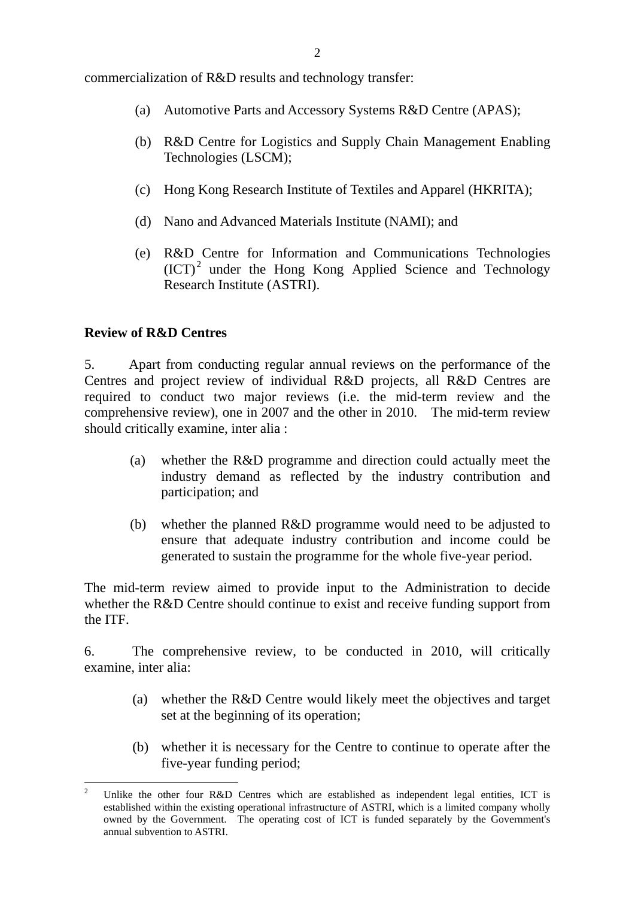commercialization of R&D results and technology transfer:

(a) Automotive Parts and Accessory Systems R&D Centre (APAS);

(b) R&D Centre for Logistics and Supply Chain Management Enabling Technologies (LSCM);

(c) Hong Kong Research Institute of Textiles and Apparel (HKRITA);

(d) Nano and Advanced Materials Institute (NAMI); and

(e) R&D Centre for Information and Communications Technologies (ICT)[2] under the Hong Kong Applied Science and Technology Research Institute (ASTRI).

**Review of R&D Centres**

5. Apart from conducting regular annual reviews on the performance of the Centres and project review of individual R&D projects, all R&D Centres are required to conduct two major reviews (i.e. the mid-term review and the comprehensive review), one in 2007 and the other in 2010. The mid-term review should critically examine, inter alia :

(a) whether the R&D programme and direction could actually meet the industry demand as reflected by the industry contribution and participation; and

(b) whether the planned R&D programme would need to be adjusted to ensure that adequate industry contribution and income could be generated to sustain the programme for the whole five-year period.

The mid-term review aimed to provide input to the Administration to decide whether the R&D Centre should continue to exist and receive funding support from the ITF.

6. The comprehensive review, to be conducted in 2010, will critically examine, inter alia:

(a) whether the R&D Centre would likely meet the objectives and target set at the beginning of its operation;

(b) whether it is necessary for the Centre to continue to operate after the five-year funding period;

---

[2] Unlike the other four R&D Centres which are established as independent legal entities, ICT is established within the existing operational infrastructure of ASTRI, which is a limited company wholly owned by the Government. The operating cost of ICT is funded separately by the Government's annual subvention to ASTRI.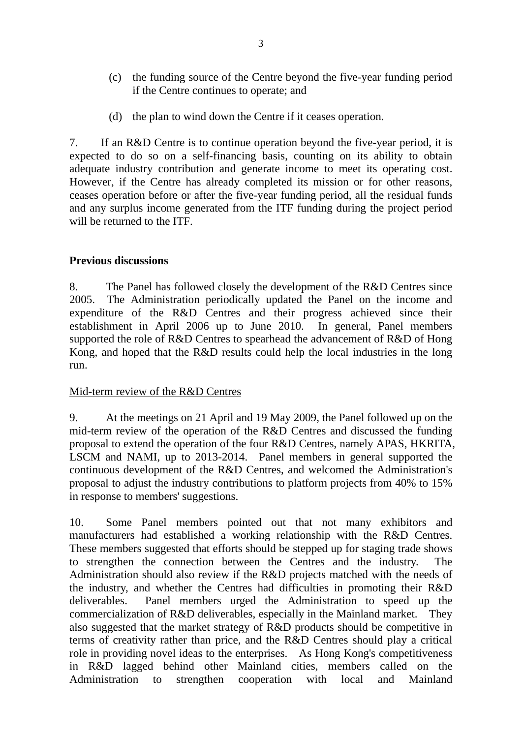(c) the funding source of the Centre beyond the five-year funding period if the Centre continues to operate; and

(d) the plan to wind down the Centre if it ceases operation.

7. If an R&D Centre is to continue operation beyond the five-year period, it is expected to do so on a self-financing basis, counting on its ability to obtain adequate industry contribution and generate income to meet its operating cost. However, if the Centre has already completed its mission or for other reasons, ceases operation before or after the five-year funding period, all the residual funds and any surplus income generated from the ITF funding during the project period will be returned to the ITF.

**Previous discussions**

8. The Panel has followed closely the development of the R&D Centres since 2005. The Administration periodically updated the Panel on the income and expenditure of the R&D Centres and their progress achieved since their establishment in April 2006 up to June 2010. In general, Panel members supported the role of R&D Centres to spearhead the advancement of R&D of Hong Kong, and hoped that the R&D results could help the local industries in the long run.

<u>Mid-term review of the R&D Centres</u>

9. At the meetings on 21 April and 19 May 2009, the Panel followed up on the mid-term review of the operation of the R&D Centres and discussed the funding proposal to extend the operation of the four R&D Centres, namely APAS, HKRITA, LSCM and NAMI, up to 2013-2014. Panel members in general supported the continuous development of the R&D Centres, and welcomed the Administration's proposal to adjust the industry contributions to platform projects from 40% to 15% in response to members' suggestions.

10. Some Panel members pointed out that not many exhibitors and manufacturers had established a working relationship with the R&D Centres. These members suggested that efforts should be stepped up for staging trade shows to strengthen the connection between the Centres and the industry. The Administration should also review if the R&D projects matched with the needs of the industry, and whether the Centres had difficulties in promoting their R&D deliverables. Panel members urged the Administration to speed up the commercialization of R&D deliverables, especially in the Mainland market. They also suggested that the market strategy of R&D products should be competitive in terms of creativity rather than price, and the R&D Centres should play a critical role in providing novel ideas to the enterprises. As Hong Kong's competitiveness in R&D lagged behind other Mainland cities, members called on the Administration to strengthen cooperation with local and Mainland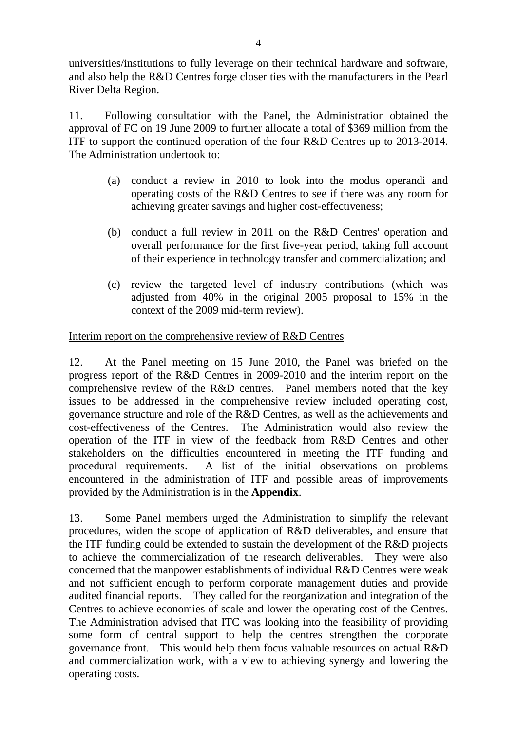universities/institutions to fully leverage on their technical hardware and software, and also help the R&D Centres forge closer ties with the manufacturers in the Pearl River Delta Region.

11. Following consultation with the Panel, the Administration obtained the approval of FC on 19 June 2009 to further allocate a total of $369 million from the ITF to support the continued operation of the four R&D Centres up to 2013-2014. The Administration undertook to:

(a) conduct a review in 2010 to look into the modus operandi and operating costs of the R&D Centres to see if there was any room for achieving greater savings and higher cost-effectiveness;

(b) conduct a full review in 2011 on the R&D Centres' operation and overall performance for the first five-year period, taking full account of their experience in technology transfer and commercialization; and

(c) review the targeted level of industry contributions (which was adjusted from 40% in the original 2005 proposal to 15% in the context of the 2009 mid-term review).

<u>Interim report on the comprehensive review of R&D Centres</u>

12. At the Panel meeting on 15 June 2010, the Panel was briefed on the progress report of the R&D Centres in 2009-2010 and the interim report on the comprehensive review of the R&D centres. Panel members noted that the key issues to be addressed in the comprehensive review included operating cost, governance structure and role of the R&D Centres, as well as the achievements and cost-effectiveness of the Centres. The Administration would also review the operation of the ITF in view of the feedback from R&D Centres and other stakeholders on the difficulties encountered in meeting the ITF funding and procedural requirements. A list of the initial observations on problems encountered in the administration of ITF and possible areas of improvements provided by the Administration is in the **Appendix**.

13. Some Panel members urged the Administration to simplify the relevant procedures, widen the scope of application of R&D deliverables, and ensure that the ITF funding could be extended to sustain the development of the R&D projects to achieve the commercialization of the research deliverables. They were also concerned that the manpower establishments of individual R&D Centres were weak and not sufficient enough to perform corporate management duties and provide audited financial reports. They called for the reorganization and integration of the Centres to achieve economies of scale and lower the operating cost of the Centres. The Administration advised that ITC was looking into the feasibility of providing some form of central support to help the centres strengthen the corporate governance front. This would help them focus valuable resources on actual R&D and commercialization work, with a view to achieving synergy and lowering the operating costs.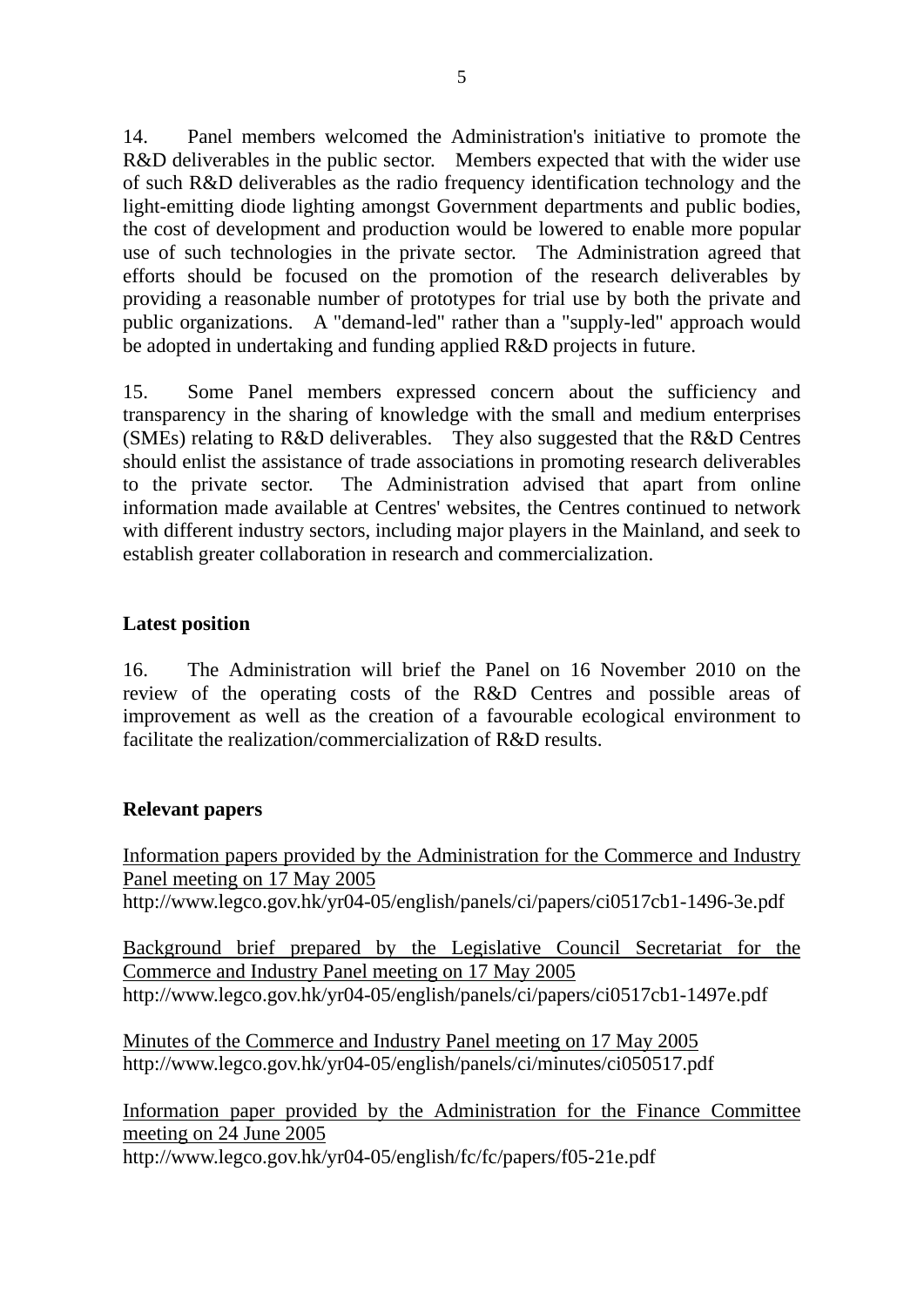14. Panel members welcomed the Administration's initiative to promote the R&D deliverables in the public sector. Members expected that with the wider use of such R&D deliverables as the radio frequency identification technology and the light-emitting diode lighting amongst Government departments and public bodies, the cost of development and production would be lowered to enable more popular use of such technologies in the private sector. The Administration agreed that efforts should be focused on the promotion of the research deliverables by providing a reasonable number of prototypes for trial use by both the private and public organizations. A "demand-led" rather than a "supply-led" approach would be adopted in undertaking and funding applied R&D projects in future.

15. Some Panel members expressed concern about the sufficiency and transparency in the sharing of knowledge with the small and medium enterprises (SMEs) relating to R&D deliverables. They also suggested that the R&D Centres should enlist the assistance of trade associations in promoting research deliverables to the private sector. The Administration advised that apart from online information made available at Centres' websites, the Centres continued to network with different industry sectors, including major players in the Mainland, and seek to establish greater collaboration in research and commercialization.

**Latest position**

16. The Administration will brief the Panel on 16 November 2010 on the review of the operating costs of the R&D Centres and possible areas of improvement as well as the creation of a favourable ecological environment to facilitate the realization/commercialization of R&D results.

**Relevant papers**

Information papers provided by the Administration for the Commerce and Industry Panel meeting on 17 May 2005
http://www.legco.gov.hk/yr04-05/english/panels/ci/papers/ci0517cb1-1496-3e.pdf

Background brief prepared by the Legislative Council Secretariat for the Commerce and Industry Panel meeting on 17 May 2005
http://www.legco.gov.hk/yr04-05/english/panels/ci/papers/ci0517cb1-1497e.pdf

Minutes of the Commerce and Industry Panel meeting on 17 May 2005
http://www.legco.gov.hk/yr04-05/english/panels/ci/minutes/ci050517.pdf

Information paper provided by the Administration for the Finance Committee meeting on 24 June 2005
http://www.legco.gov.hk/yr04-05/english/fc/fc/papers/f05-21e.pdf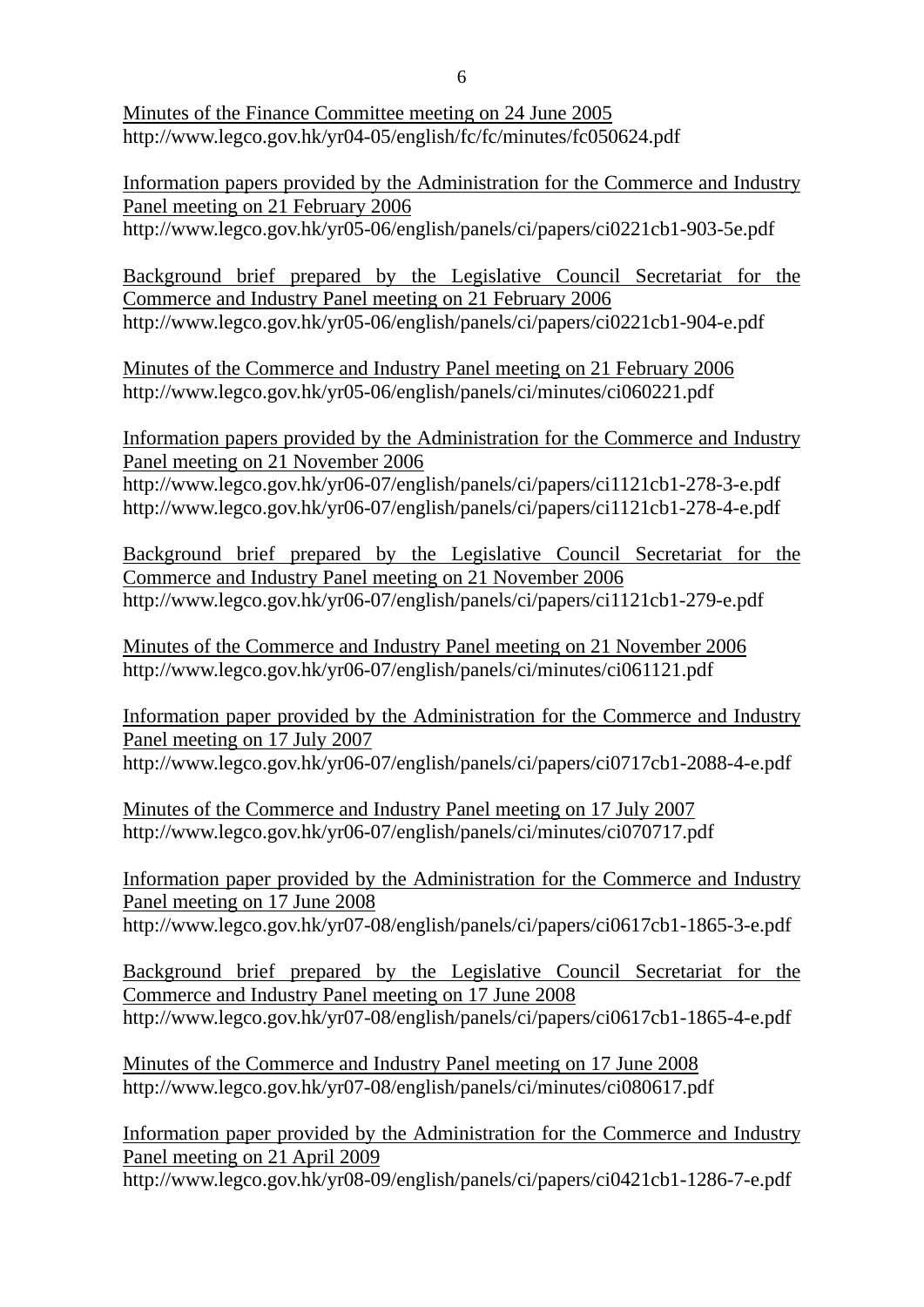Minutes of the Finance Committee meeting on 24 June 2005
http://www.legco.gov.hk/yr04-05/english/fc/fc/minutes/fc050624.pdf

Information papers provided by the Administration for the Commerce and Industry Panel meeting on 21 February 2006
http://www.legco.gov.hk/yr05-06/english/panels/ci/papers/ci0221cb1-903-5e.pdf

Background brief prepared by the Legislative Council Secretariat for the Commerce and Industry Panel meeting on 21 February 2006
http://www.legco.gov.hk/yr05-06/english/panels/ci/papers/ci0221cb1-904-e.pdf

Minutes of the Commerce and Industry Panel meeting on 21 February 2006
http://www.legco.gov.hk/yr05-06/english/panels/ci/minutes/ci060221.pdf

Information papers provided by the Administration for the Commerce and Industry Panel meeting on 21 November 2006
http://www.legco.gov.hk/yr06-07/english/panels/ci/papers/ci1121cb1-278-3-e.pdf
http://www.legco.gov.hk/yr06-07/english/panels/ci/papers/ci1121cb1-278-4-e.pdf

Background brief prepared by the Legislative Council Secretariat for the Commerce and Industry Panel meeting on 21 November 2006
http://www.legco.gov.hk/yr06-07/english/panels/ci/papers/ci1121cb1-279-e.pdf

Minutes of the Commerce and Industry Panel meeting on 21 November 2006
http://www.legco.gov.hk/yr06-07/english/panels/ci/minutes/ci061121.pdf

Information paper provided by the Administration for the Commerce and Industry Panel meeting on 17 July 2007
http://www.legco.gov.hk/yr06-07/english/panels/ci/papers/ci0717cb1-2088-4-e.pdf

Minutes of the Commerce and Industry Panel meeting on 17 July 2007
http://www.legco.gov.hk/yr06-07/english/panels/ci/minutes/ci070717.pdf

Information paper provided by the Administration for the Commerce and Industry Panel meeting on 17 June 2008
http://www.legco.gov.hk/yr07-08/english/panels/ci/papers/ci0617cb1-1865-3-e.pdf

Background brief prepared by the Legislative Council Secretariat for the Commerce and Industry Panel meeting on 17 June 2008
http://www.legco.gov.hk/yr07-08/english/panels/ci/papers/ci0617cb1-1865-4-e.pdf

Minutes of the Commerce and Industry Panel meeting on 17 June 2008
http://www.legco.gov.hk/yr07-08/english/panels/ci/minutes/ci080617.pdf

Information paper provided by the Administration for the Commerce and Industry Panel meeting on 21 April 2009
http://www.legco.gov.hk/yr08-09/english/panels/ci/papers/ci0421cb1-1286-7-e.pdf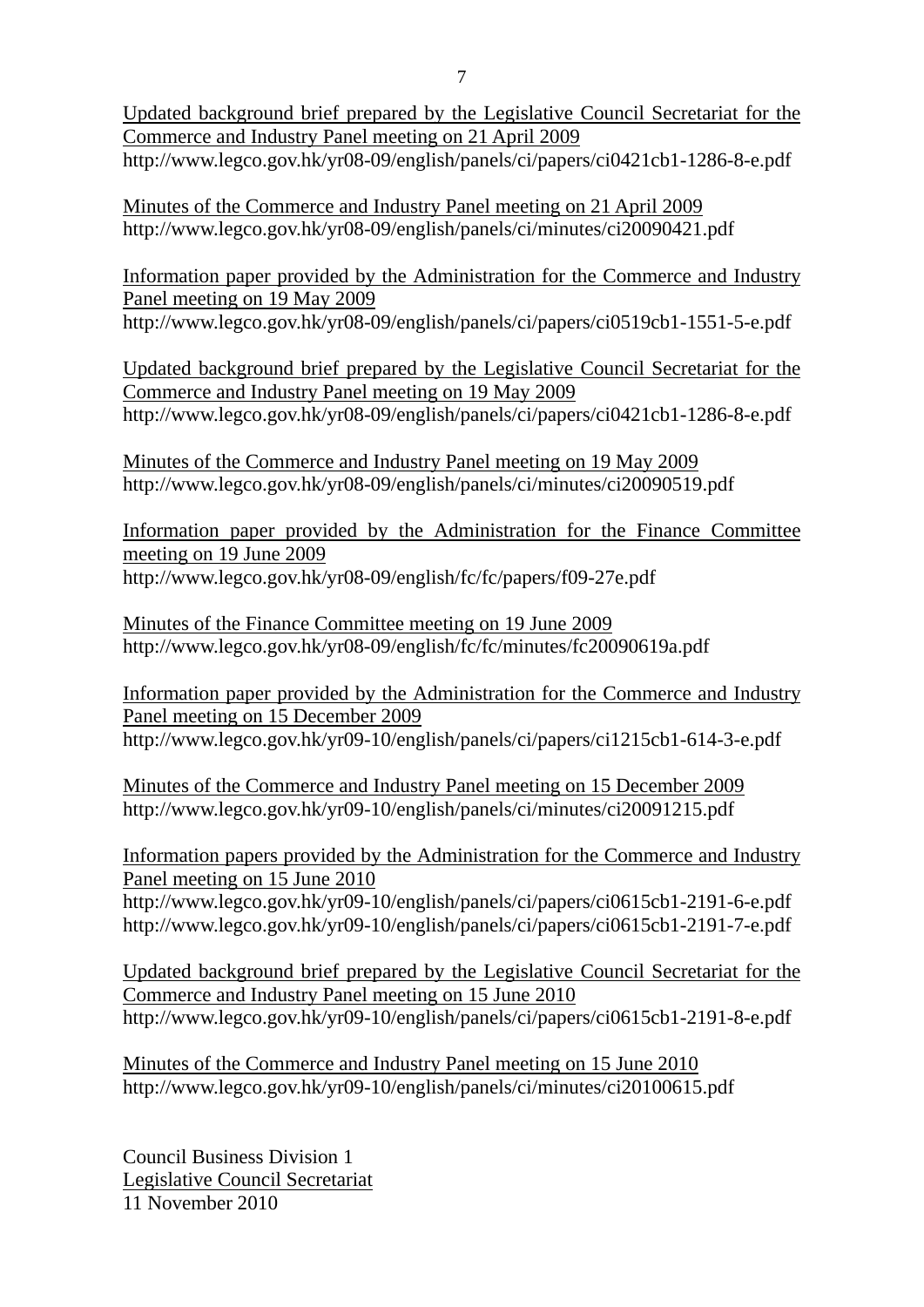Updated background brief prepared by the Legislative Council Secretariat for the Commerce and Industry Panel meeting on 21 April 2009
http://www.legco.gov.hk/yr08-09/english/panels/ci/papers/ci0421cb1-1286-8-e.pdf

Minutes of the Commerce and Industry Panel meeting on 21 April 2009
http://www.legco.gov.hk/yr08-09/english/panels/ci/minutes/ci20090421.pdf

Information paper provided by the Administration for the Commerce and Industry Panel meeting on 19 May 2009
http://www.legco.gov.hk/yr08-09/english/panels/ci/papers/ci0519cb1-1551-5-e.pdf

Updated background brief prepared by the Legislative Council Secretariat for the Commerce and Industry Panel meeting on 19 May 2009
http://www.legco.gov.hk/yr08-09/english/panels/ci/papers/ci0421cb1-1286-8-e.pdf

Minutes of the Commerce and Industry Panel meeting on 19 May 2009
http://www.legco.gov.hk/yr08-09/english/panels/ci/minutes/ci20090519.pdf

Information paper provided by the Administration for the Finance Committee meeting on 19 June 2009
http://www.legco.gov.hk/yr08-09/english/fc/fc/papers/f09-27e.pdf

Minutes of the Finance Committee meeting on 19 June 2009
http://www.legco.gov.hk/yr08-09/english/fc/fc/minutes/fc20090619a.pdf

Information paper provided by the Administration for the Commerce and Industry Panel meeting on 15 December 2009
http://www.legco.gov.hk/yr09-10/english/panels/ci/papers/ci1215cb1-614-3-e.pdf

Minutes of the Commerce and Industry Panel meeting on 15 December 2009
http://www.legco.gov.hk/yr09-10/english/panels/ci/minutes/ci20091215.pdf

Information papers provided by the Administration for the Commerce and Industry Panel meeting on 15 June 2010
http://www.legco.gov.hk/yr09-10/english/panels/ci/papers/ci0615cb1-2191-6-e.pdf
http://www.legco.gov.hk/yr09-10/english/panels/ci/papers/ci0615cb1-2191-7-e.pdf

Updated background brief prepared by the Legislative Council Secretariat for the Commerce and Industry Panel meeting on 15 June 2010
http://www.legco.gov.hk/yr09-10/english/panels/ci/papers/ci0615cb1-2191-8-e.pdf

Minutes of the Commerce and Industry Panel meeting on 15 June 2010
http://www.legco.gov.hk/yr09-10/english/panels/ci/minutes/ci20100615.pdf

Council Business Division 1
Legislative Council Secretariat
11 November 2010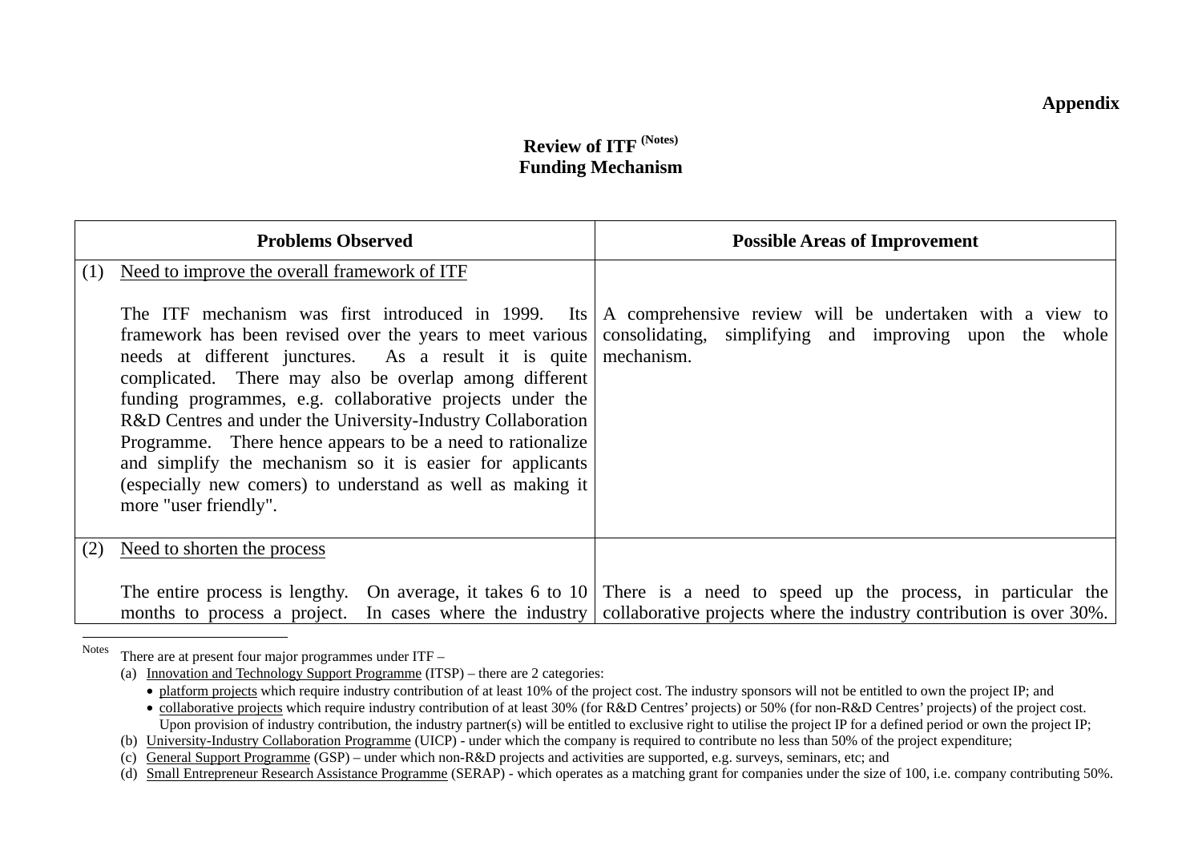**Appendix**

## Review of ITF [(Notes)] Funding Mechanism

| Problems Observed | Possible Areas of Improvement |
|---|---|
| (1) Need to improve the overall framework of ITF<br><br>The ITF mechanism was first introduced in 1999. Its framework has been revised over the years to meet various needs at different junctures. As a result it is quite complicated. There may also be overlap among different funding programmes, e.g. collaborative projects under the R&D Centres and under the University-Industry Collaboration Programme. There hence appears to be a need to rationalize and simplify the mechanism so it is easier for applicants (especially new comers) to understand as well as making it more "user friendly". | A comprehensive review will be undertaken with a view to consolidating, simplifying and improving upon the whole mechanism. |
| (2) Need to shorten the process<br><br>The entire process is lengthy. On average, it takes 6 to 10 months to process a project. In cases where the industry | There is a need to speed up the process, in particular the collaborative projects where the industry contribution is over 30%. |

---

Notes There are at present four major programmes under ITF –

(a) Innovation and Technology Support Programme (ITSP) – there are 2 categories:
- platform projects which require industry contribution of at least 10% of the project cost. The industry sponsors will not be entitled to own the project IP; and
- collaborative projects which require industry contribution of at least 30% (for R&D Centres' projects) or 50% (for non-R&D Centres' projects) of the project cost. Upon provision of industry contribution, the industry partner(s) will be entitled to exclusive right to utilise the project IP for a defined period or own the project IP;

(b) University-Industry Collaboration Programme (UICP) - under which the company is required to contribute no less than 50% of the project expenditure;

(c) General Support Programme (GSP) – under which non-R&D projects and activities are supported, e.g. surveys, seminars, etc; and

(d) Small Entrepreneur Research Assistance Programme (SERAP) - which operates as a matching grant for companies under the size of 100, i.e. company contributing 50%.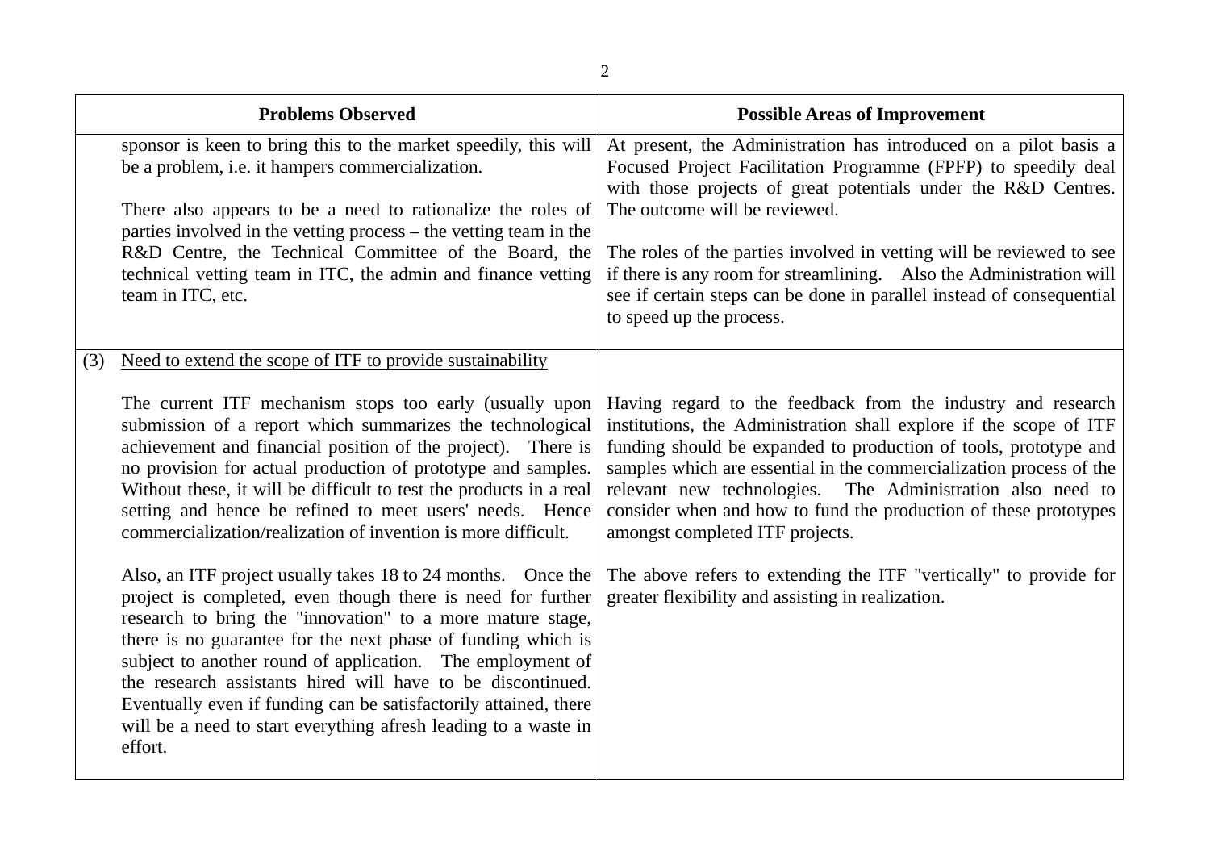| Problems Observed | Possible Areas of Improvement |
|---|---|
| sponsor is keen to bring this to the market speedily, this will be a problem, i.e. it hampers commercialization.<br><br>There also appears to be a need to rationalize the roles of parties involved in the vetting process – the vetting team in the R&D Centre, the Technical Committee of the Board, the technical vetting team in ITC, the admin and finance vetting team in ITC, etc. | At present, the Administration has introduced on a pilot basis a Focused Project Facilitation Programme (FPFP) to speedily deal with those projects of great potentials under the R&D Centres. The outcome will be reviewed.<br><br>The roles of the parties involved in vetting will be reviewed to see if there is any room for streamlining. Also the Administration will see if certain steps can be done in parallel instead of consequential to speed up the process. |
| (3) <u>Need to extend the scope of ITF to provide sustainability</u><br><br>The current ITF mechanism stops too early (usually upon submission of a report which summarizes the technological achievement and financial position of the project). There is no provision for actual production of prototype and samples. Without these, it will be difficult to test the products in a real setting and hence be refined to meet users' needs. Hence commercialization/realization of invention is more difficult.<br><br>Also, an ITF project usually takes 18 to 24 months. Once the project is completed, even though there is need for further research to bring the "innovation" to a more mature stage, there is no guarantee for the next phase of funding which is subject to another round of application. The employment of the research assistants hired will have to be discontinued. Eventually even if funding can be satisfactorily attained, there will be a need to start everything afresh leading to a waste in effort. | Having regard to the feedback from the industry and research institutions, the Administration shall explore if the scope of ITF funding should be expanded to production of tools, prototype and samples which are essential in the commercialization process of the relevant new technologies. The Administration also need to consider when and how to fund the production of these prototypes amongst completed ITF projects.<br><br>The above refers to extending the ITF "vertically" to provide for greater flexibility and assisting in realization. |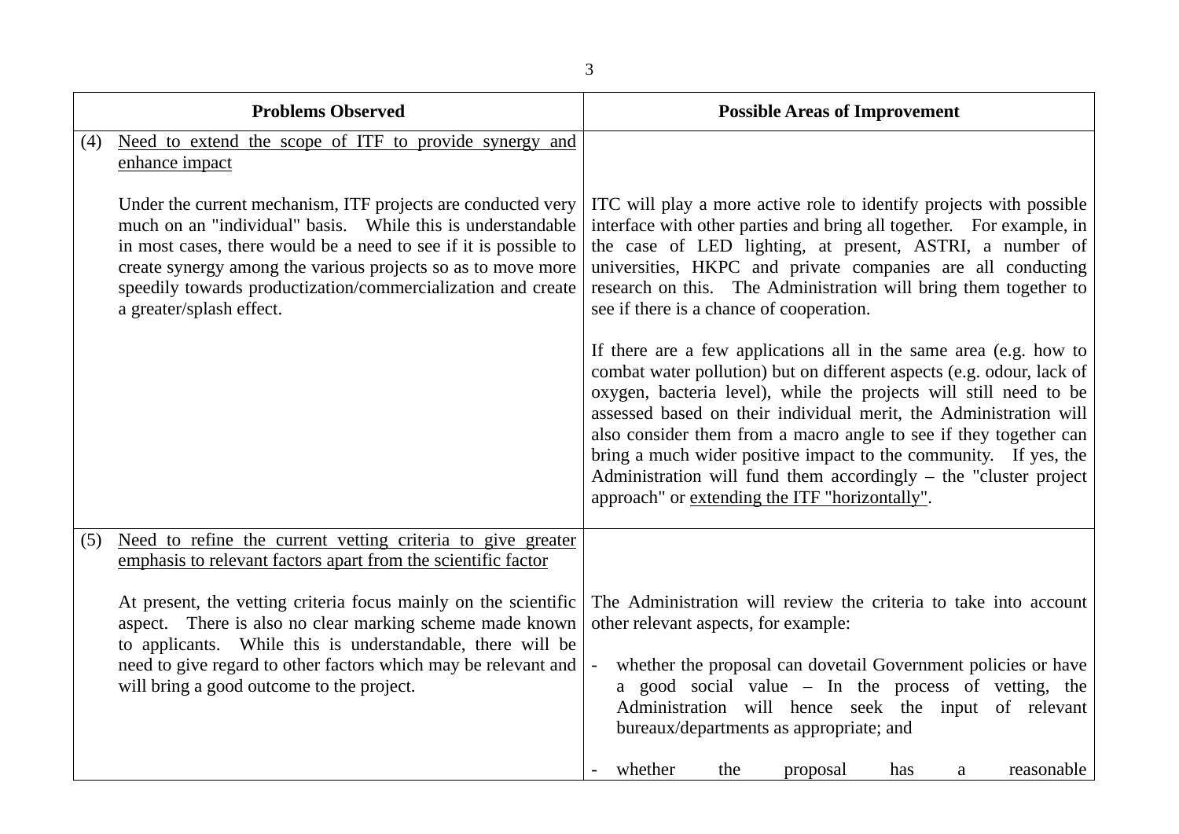| Problems Observed | Possible Areas of Improvement |
|---|---|
| (4) Need to extend the scope of ITF to provide synergy and enhance impact<br><br>Under the current mechanism, ITF projects are conducted very much on an "individual" basis. While this is understandable in most cases, there would be a need to see if it is possible to create synergy among the various projects so as to move more speedily towards productization/commercialization and create a greater/splash effect. | ITC will play a more active role to identify projects with possible interface with other parties and bring all together. For example, in the case of LED lighting, at present, ASTRI, a number of universities, HKPC and private companies are all conducting research on this. The Administration will bring them together to see if there is a chance of cooperation.<br><br>If there are a few applications all in the same area (e.g. how to combat water pollution) but on different aspects (e.g. odour, lack of oxygen, bacteria level), while the projects will still need to be assessed based on their individual merit, the Administration will also consider them from a macro angle to see if they together can bring a much wider positive impact to the community. If yes, the Administration will fund them accordingly – the "cluster project approach" or extending the ITF "horizontally". |
| (5) Need to refine the current vetting criteria to give greater emphasis to relevant factors apart from the scientific factor<br><br>At present, the vetting criteria focus mainly on the scientific aspect. There is also no clear marking scheme made known to applicants. While this is understandable, there will be need to give regard to other factors which may be relevant and will bring a good outcome to the project. | The Administration will review the criteria to take into account other relevant aspects, for example:<br><br>- whether the proposal can dovetail Government policies or have a good social value – In the process of vetting, the Administration will hence seek the input of relevant bureaux/departments as appropriate; and<br><br>- whether the proposal has a reasonable |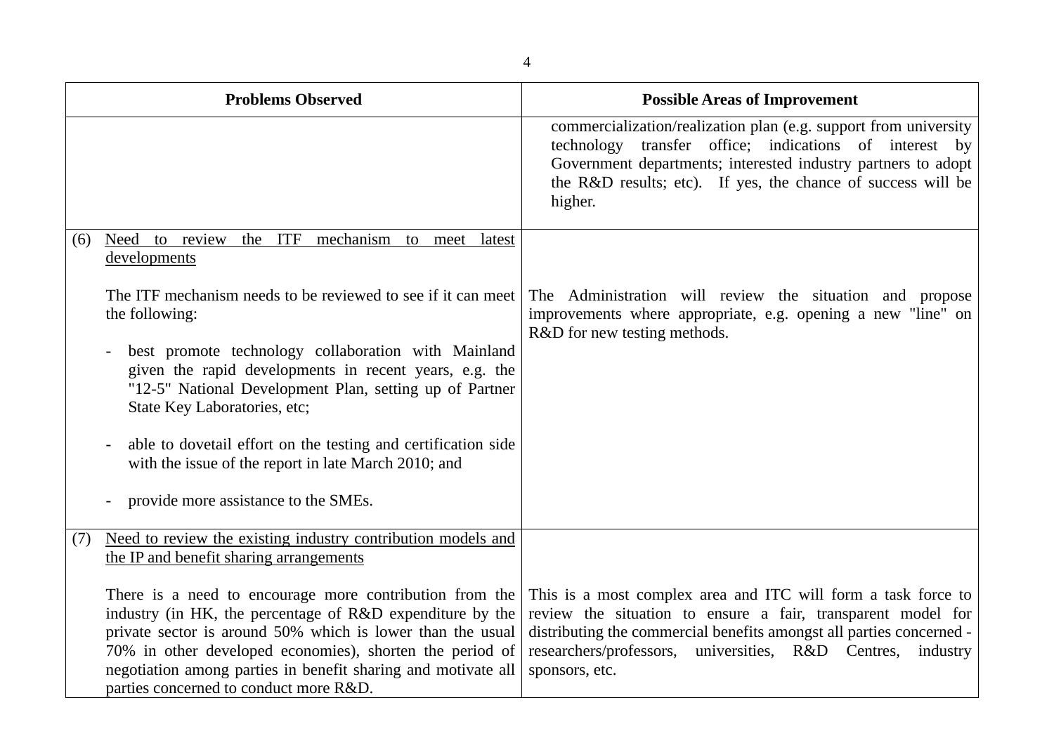| Problems Observed | Possible Areas of Improvement |
|---|---|
| | commercialization/realization plan (e.g. support from university technology transfer office; indications of interest by Government departments; interested industry partners to adopt the R&D results; etc). If yes, the chance of success will be higher. |
| (6) <u>Need to review the ITF mechanism to meet latest developments</u><br><br>The ITF mechanism needs to be reviewed to see if it can meet the following:<br><br>- best promote technology collaboration with Mainland given the rapid developments in recent years, e.g. the "12-5" National Development Plan, setting up of Partner State Key Laboratories, etc;<br><br>- able to dovetail effort on the testing and certification side with the issue of the report in late March 2010; and<br><br>- provide more assistance to the SMEs. | The Administration will review the situation and propose improvements where appropriate, e.g. opening a new "line" on R&D for new testing methods. |
| (7) <u>Need to review the existing industry contribution models and the IP and benefit sharing arrangements</u><br><br>There is a need to encourage more contribution from the industry (in HK, the percentage of R&D expenditure by the private sector is around 50% which is lower than the usual 70% in other developed economies), shorten the period of negotiation among parties in benefit sharing and motivate all parties concerned to conduct more R&D. | This is a most complex area and ITC will form a task force to review the situation to ensure a fair, transparent model for distributing the commercial benefits amongst all parties concerned - researchers/professors, universities, R&D Centres, industry sponsors, etc. |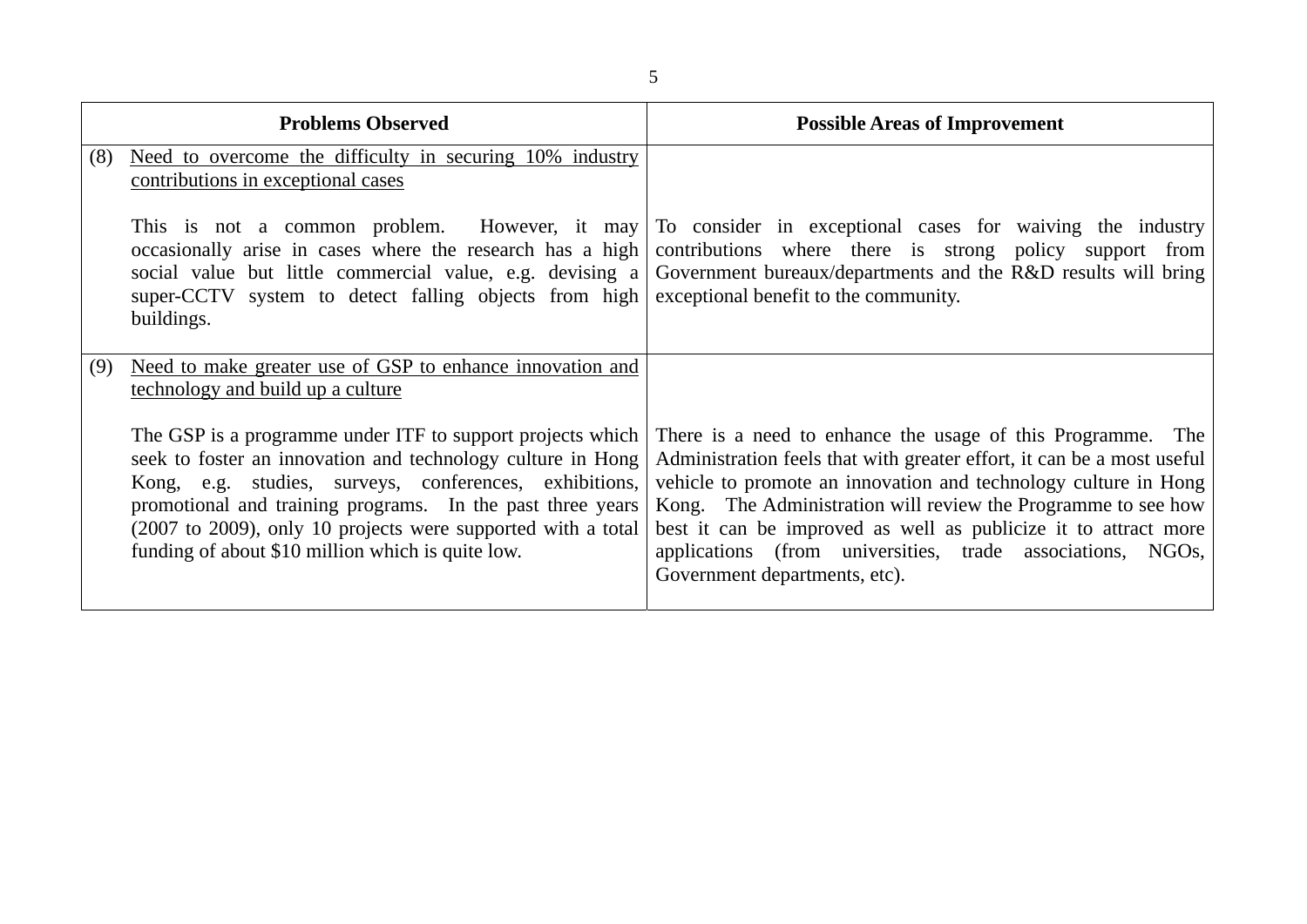| Problems Observed | Possible Areas of Improvement |
|---|---|
| (8) Need to overcome the difficulty in securing 10% industry contributions in exceptional cases<br><br>This is not a common problem. However, it may occasionally arise in cases where the research has a high social value but little commercial value, e.g. devising a super-CCTV system to detect falling objects from high buildings. | To consider in exceptional cases for waiving the industry contributions where there is strong policy support from Government bureaux/departments and the R&D results will bring exceptional benefit to the community. |
| (9) Need to make greater use of GSP to enhance innovation and technology and build up a culture<br><br>The GSP is a programme under ITF to support projects which seek to foster an innovation and technology culture in Hong Kong, e.g. studies, surveys, conferences, exhibitions, promotional and training programs. In the past three years (2007 to 2009), only 10 projects were supported with a total funding of about $10 million which is quite low. | There is a need to enhance the usage of this Programme. The Administration feels that with greater effort, it can be a most useful vehicle to promote an innovation and technology culture in Hong Kong. The Administration will review the Programme to see how best it can be improved as well as publicize it to attract more applications (from universities, trade associations, NGOs, Government departments, etc). |